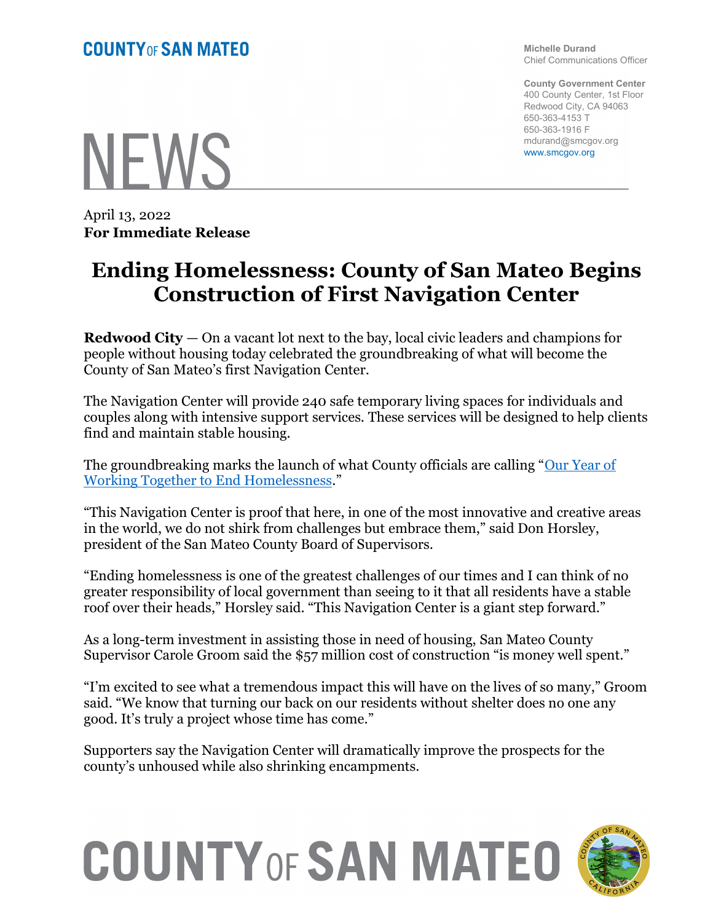**COUNTY OF SAN MATEO**

**Michelle Durand**
Chief Communications Officer

**County Government Center**
400 County Center, 1st Floor
Redwood City, CA 94063
650-363-4153 T
650-363-1916 F
mdurand@smcgov.org
www.smcgov.org

# NEWS

April 13, 2022
**For Immediate Release**

# Ending Homelessness: County of San Mateo Begins Construction of First Navigation Center

**Redwood City** — On a vacant lot next to the bay, local civic leaders and champions for people without housing today celebrated the groundbreaking of what will become the County of San Mateo's first Navigation Center.

The Navigation Center will provide 240 safe temporary living spaces for individuals and couples along with intensive support services. These services will be designed to help clients find and maintain stable housing.

The groundbreaking marks the launch of what County officials are calling "Our Year of Working Together to End Homelessness."

"This Navigation Center is proof that here, in one of the most innovative and creative areas in the world, we do not shirk from challenges but embrace them," said Don Horsley, president of the San Mateo County Board of Supervisors.

"Ending homelessness is one of the greatest challenges of our times and I can think of no greater responsibility of local government than seeing to it that all residents have a stable roof over their heads," Horsley said. "This Navigation Center is a giant step forward."

As a long-term investment in assisting those in need of housing, San Mateo County Supervisor Carole Groom said the $57 million cost of construction "is money well spent."

"I'm excited to see what a tremendous impact this will have on the lives of so many," Groom said. "We know that turning our back on our residents without shelter does no one any good. It's truly a project whose time has come."

Supporters say the Navigation Center will dramatically improve the prospects for the county's unhoused while also shrinking encampments.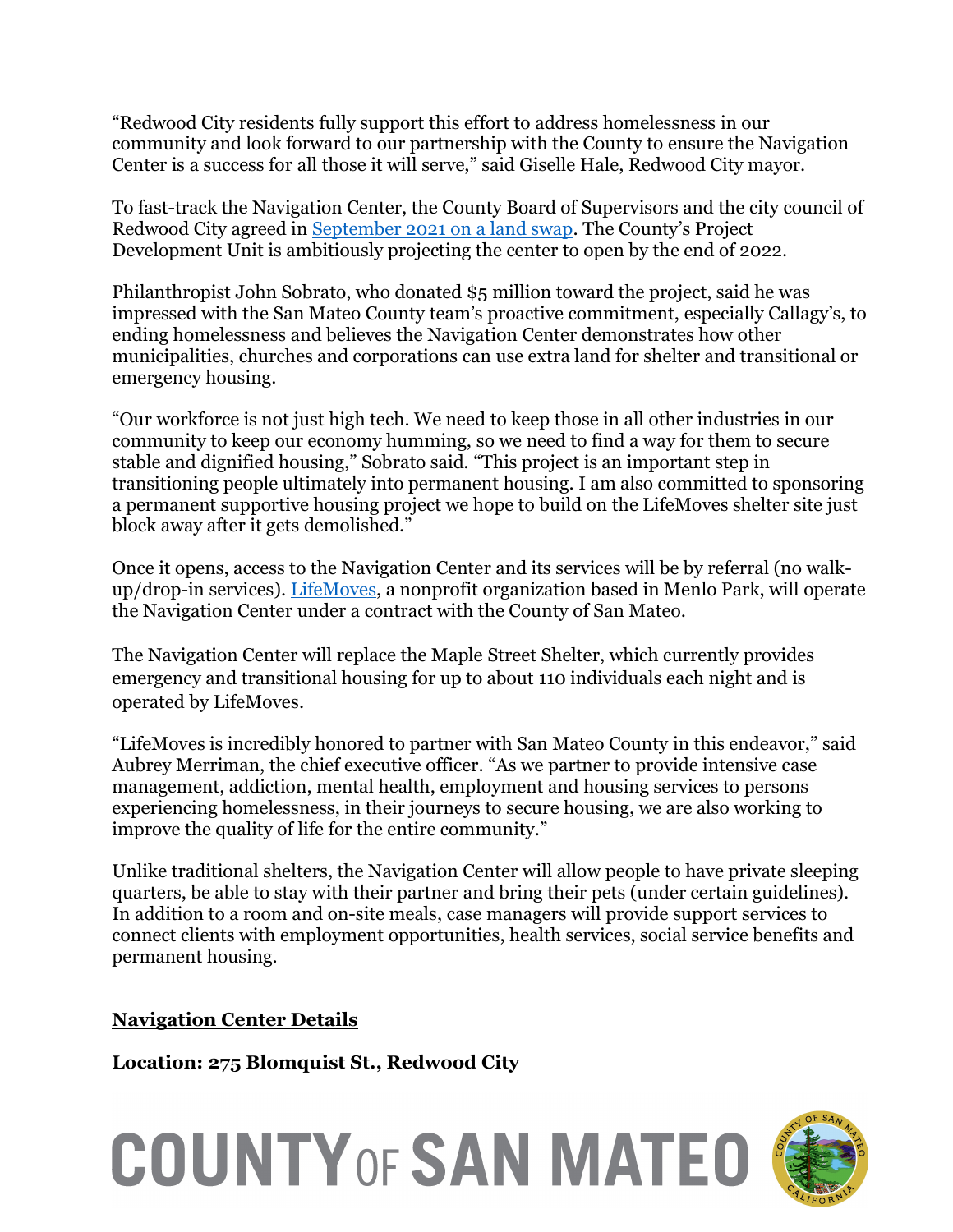"Redwood City residents fully support this effort to address homelessness in our community and look forward to our partnership with the County to ensure the Navigation Center is a success for all those it will serve," said Giselle Hale, Redwood City mayor.

To fast-track the Navigation Center, the County Board of Supervisors and the city council of Redwood City agreed in [September 2021 on a land swap](). The County's Project Development Unit is ambitiously projecting the center to open by the end of 2022.

Philanthropist John Sobrato, who donated $5 million toward the project, said he was impressed with the San Mateo County team's proactive commitment, especially Callagy's, to ending homelessness and believes the Navigation Center demonstrates how other municipalities, churches and corporations can use extra land for shelter and transitional or emergency housing.

"Our workforce is not just high tech. We need to keep those in all other industries in our community to keep our economy humming, so we need to find a way for them to secure stable and dignified housing," Sobrato said. "This project is an important step in transitioning people ultimately into permanent housing. I am also committed to sponsoring a permanent supportive housing project we hope to build on the LifeMoves shelter site just block away after it gets demolished."

Once it opens, access to the Navigation Center and its services will be by referral (no walk-up/drop-in services). [LifeMoves](), a nonprofit organization based in Menlo Park, will operate the Navigation Center under a contract with the County of San Mateo.

The Navigation Center will replace the Maple Street Shelter, which currently provides emergency and transitional housing for up to about 110 individuals each night and is operated by LifeMoves.

"LifeMoves is incredibly honored to partner with San Mateo County in this endeavor," said Aubrey Merriman, the chief executive officer. "As we partner to provide intensive case management, addiction, mental health, employment and housing services to persons experiencing homelessness, in their journeys to secure housing, we are also working to improve the quality of life for the entire community."

Unlike traditional shelters, the Navigation Center will allow people to have private sleeping quarters, be able to stay with their partner and bring their pets (under certain guidelines). In addition to a room and on-site meals, case managers will provide support services to connect clients with employment opportunities, health services, social service benefits and permanent housing.

**Navigation Center Details**

**Location: 275 Blomquist St., Redwood City**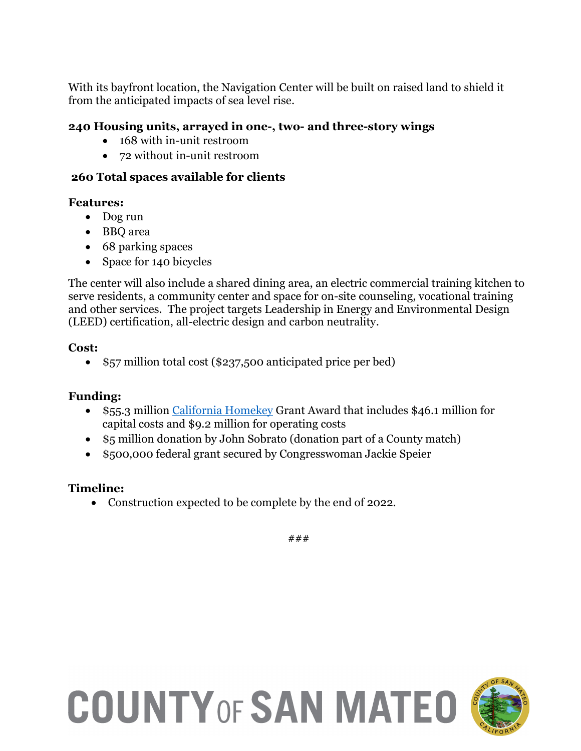With its bayfront location, the Navigation Center will be built on raised land to shield it from the anticipated impacts of sea level rise.

**240 Housing units, arrayed in one-, two- and three-story wings**

- 168 with in-unit restroom
- 72 without in-unit restroom

**260 Total spaces available for clients**

**Features:**

- Dog run
- BBQ area
- 68 parking spaces
- Space for 140 bicycles

The center will also include a shared dining area, an electric commercial training kitchen to serve residents, a community center and space for on-site counseling, vocational training and other services. The project targets Leadership in Energy and Environmental Design (LEED) certification, all-electric design and carbon neutrality.

**Cost:**

- $57 million total cost ($237,500 anticipated price per bed)

**Funding:**

- $55.3 million California Homekey Grant Award that includes $46.1 million for capital costs and $9.2 million for operating costs
- $5 million donation by John Sobrato (donation part of a County match)
- $500,000 federal grant secured by Congresswoman Jackie Speier

**Timeline:**

- Construction expected to be complete by the end of 2022.

###